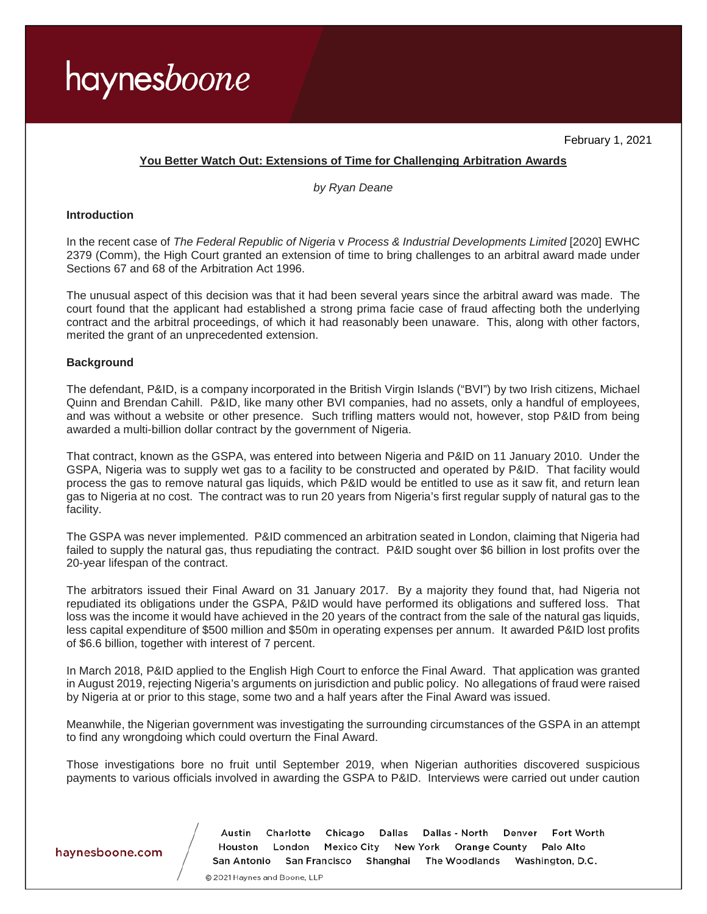February 1, 2021

**You Better Watch Out: Extensions of Time for Challenging Arbitration Awards**

*by Ryan Deane*

**Introduction**

In the recent case of *The Federal Republic of Nigeria* v *Process & Industrial Developments Limited* [2020] EWHC 2379 (Comm), the High Court granted an extension of time to bring challenges to an arbitral award made under Sections 67 and 68 of the Arbitration Act 1996.

The unusual aspect of this decision was that it had been several years since the arbitral award was made. The court found that the applicant had established a strong prima facie case of fraud affecting both the underlying contract and the arbitral proceedings, of which it had reasonably been unaware. This, along with other factors, merited the grant of an unprecedented extension.

**Background**

The defendant, P&ID, is a company incorporated in the British Virgin Islands ("BVI") by two Irish citizens, Michael Quinn and Brendan Cahill. P&ID, like many other BVI companies, had no assets, only a handful of employees, and was without a website or other presence. Such trifling matters would not, however, stop P&ID from being awarded a multi-billion dollar contract by the government of Nigeria.

That contract, known as the GSPA, was entered into between Nigeria and P&ID on 11 January 2010. Under the GSPA, Nigeria was to supply wet gas to a facility to be constructed and operated by P&ID. That facility would process the gas to remove natural gas liquids, which P&ID would be entitled to use as it saw fit, and return lean gas to Nigeria at no cost. The contract was to run 20 years from Nigeria's first regular supply of natural gas to the facility.

The GSPA was never implemented. P&ID commenced an arbitration seated in London, claiming that Nigeria had failed to supply the natural gas, thus repudiating the contract. P&ID sought over $6 billion in lost profits over the 20-year lifespan of the contract.

The arbitrators issued their Final Award on 31 January 2017. By a majority they found that, had Nigeria not repudiated its obligations under the GSPA, P&ID would have performed its obligations and suffered loss. That loss was the income it would have achieved in the 20 years of the contract from the sale of the natural gas liquids, less capital expenditure of $500 million and $50m in operating expenses per annum. It awarded P&ID lost profits of $6.6 billion, together with interest of 7 percent.

In March 2018, P&ID applied to the English High Court to enforce the Final Award. That application was granted in August 2019, rejecting Nigeria's arguments on jurisdiction and public policy. No allegations of fraud were raised by Nigeria at or prior to this stage, some two and a half years after the Final Award was issued.

Meanwhile, the Nigerian government was investigating the surrounding circumstances of the GSPA in an attempt to find any wrongdoing which could overturn the Final Award.

Those investigations bore no fruit until September 2019, when Nigerian authorities discovered suspicious payments to various officials involved in awarding the GSPA to P&ID. Interviews were carried out under caution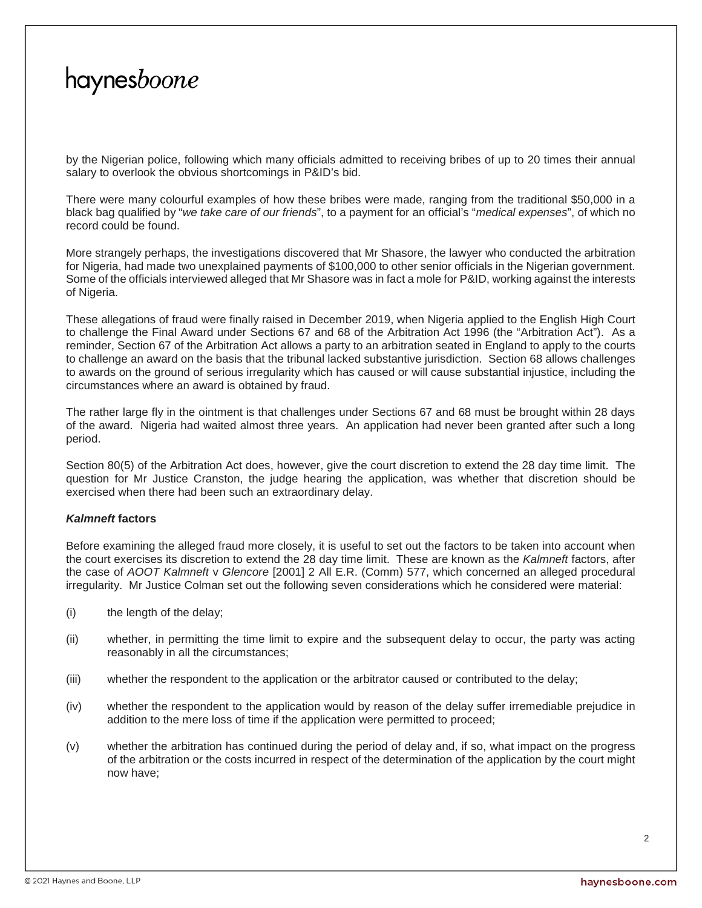by the Nigerian police, following which many officials admitted to receiving bribes of up to 20 times their annual salary to overlook the obvious shortcomings in P&ID's bid.

There were many colourful examples of how these bribes were made, ranging from the traditional $50,000 in a black bag qualified by "*we take care of our friends*", to a payment for an official's "*medical expenses*", of which no record could be found.

More strangely perhaps, the investigations discovered that Mr Shasore, the lawyer who conducted the arbitration for Nigeria, had made two unexplained payments of $100,000 to other senior officials in the Nigerian government. Some of the officials interviewed alleged that Mr Shasore was in fact a mole for P&ID, working against the interests of Nigeria.

These allegations of fraud were finally raised in December 2019, when Nigeria applied to the English High Court to challenge the Final Award under Sections 67 and 68 of the Arbitration Act 1996 (the "Arbitration Act"). As a reminder, Section 67 of the Arbitration Act allows a party to an arbitration seated in England to apply to the courts to challenge an award on the basis that the tribunal lacked substantive jurisdiction. Section 68 allows challenges to awards on the ground of serious irregularity which has caused or will cause substantial injustice, including the circumstances where an award is obtained by fraud.

The rather large fly in the ointment is that challenges under Sections 67 and 68 must be brought within 28 days of the award. Nigeria had waited almost three years. An application had never been granted after such a long period.

Section 80(5) of the Arbitration Act does, however, give the court discretion to extend the 28 day time limit. The question for Mr Justice Cranston, the judge hearing the application, was whether that discretion should be exercised when there had been such an extraordinary delay.

### ***Kalmneft*** **factors**

Before examining the alleged fraud more closely, it is useful to set out the factors to be taken into account when the court exercises its discretion to extend the 28 day time limit. These are known as the *Kalmneft* factors, after the case of *AOOT Kalmneft* v *Glencore* [2001] 2 All E.R. (Comm) 577, which concerned an alleged procedural irregularity. Mr Justice Colman set out the following seven considerations which he considered were material:

(i) the length of the delay;

(ii) whether, in permitting the time limit to expire and the subsequent delay to occur, the party was acting reasonably in all the circumstances;

(iii) whether the respondent to the application or the arbitrator caused or contributed to the delay;

(iv) whether the respondent to the application would by reason of the delay suffer irremediable prejudice in addition to the mere loss of time if the application were permitted to proceed;

(v) whether the arbitration has continued during the period of delay and, if so, what impact on the progress of the arbitration or the costs incurred in respect of the determination of the application by the court might now have;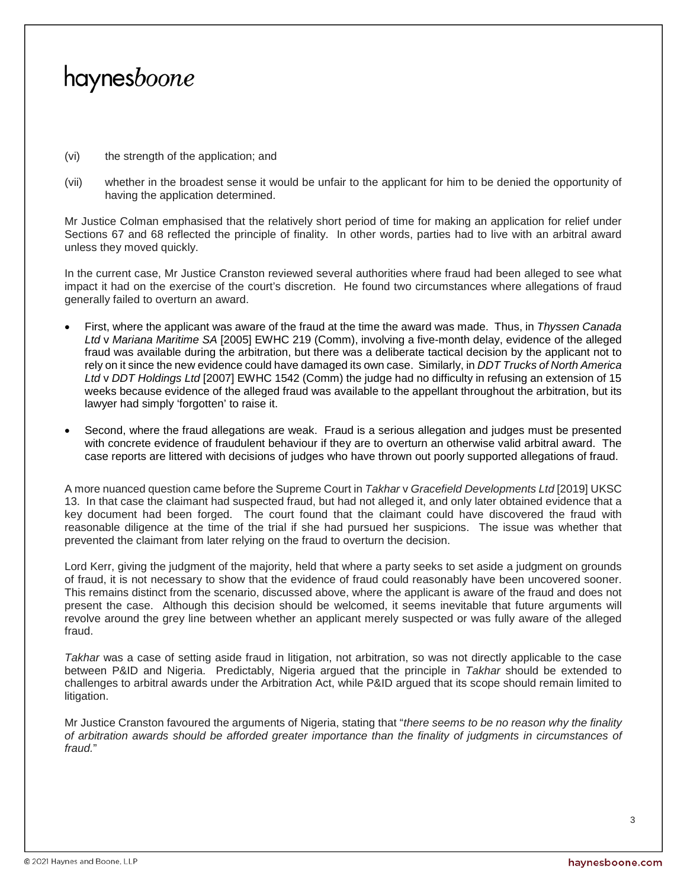(vi) the strength of the application; and

(vii) whether in the broadest sense it would be unfair to the applicant for him to be denied the opportunity of having the application determined.

Mr Justice Colman emphasised that the relatively short period of time for making an application for relief under Sections 67 and 68 reflected the principle of finality. In other words, parties had to live with an arbitral award unless they moved quickly.

In the current case, Mr Justice Cranston reviewed several authorities where fraud had been alleged to see what impact it had on the exercise of the court's discretion. He found two circumstances where allegations of fraud generally failed to overturn an award.

- First, where the applicant was aware of the fraud at the time the award was made. Thus, in *Thyssen Canada Ltd* v *Mariana Maritime SA* [2005] EWHC 219 (Comm), involving a five-month delay, evidence of the alleged fraud was available during the arbitration, but there was a deliberate tactical decision by the applicant not to rely on it since the new evidence could have damaged its own case. Similarly, in *DDT Trucks of North America Ltd* v *DDT Holdings Ltd* [2007] EWHC 1542 (Comm) the judge had no difficulty in refusing an extension of 15 weeks because evidence of the alleged fraud was available to the appellant throughout the arbitration, but its lawyer had simply 'forgotten' to raise it.
- Second, where the fraud allegations are weak. Fraud is a serious allegation and judges must be presented with concrete evidence of fraudulent behaviour if they are to overturn an otherwise valid arbitral award. The case reports are littered with decisions of judges who have thrown out poorly supported allegations of fraud.

A more nuanced question came before the Supreme Court in *Takhar* v *Gracefield Developments Ltd* [2019] UKSC 13. In that case the claimant had suspected fraud, but had not alleged it, and only later obtained evidence that a key document had been forged. The court found that the claimant could have discovered the fraud with reasonable diligence at the time of the trial if she had pursued her suspicions. The issue was whether that prevented the claimant from later relying on the fraud to overturn the decision.

Lord Kerr, giving the judgment of the majority, held that where a party seeks to set aside a judgment on grounds of fraud, it is not necessary to show that the evidence of fraud could reasonably have been uncovered sooner. This remains distinct from the scenario, discussed above, where the applicant is aware of the fraud and does not present the case. Although this decision should be welcomed, it seems inevitable that future arguments will revolve around the grey line between whether an applicant merely suspected or was fully aware of the alleged fraud.

*Takhar* was a case of setting aside fraud in litigation, not arbitration, so was not directly applicable to the case between P&ID and Nigeria. Predictably, Nigeria argued that the principle in *Takhar* should be extended to challenges to arbitral awards under the Arbitration Act, while P&ID argued that its scope should remain limited to litigation.

Mr Justice Cranston favoured the arguments of Nigeria, stating that "*there seems to be no reason why the finality of arbitration awards should be afforded greater importance than the finality of judgments in circumstances of fraud.*"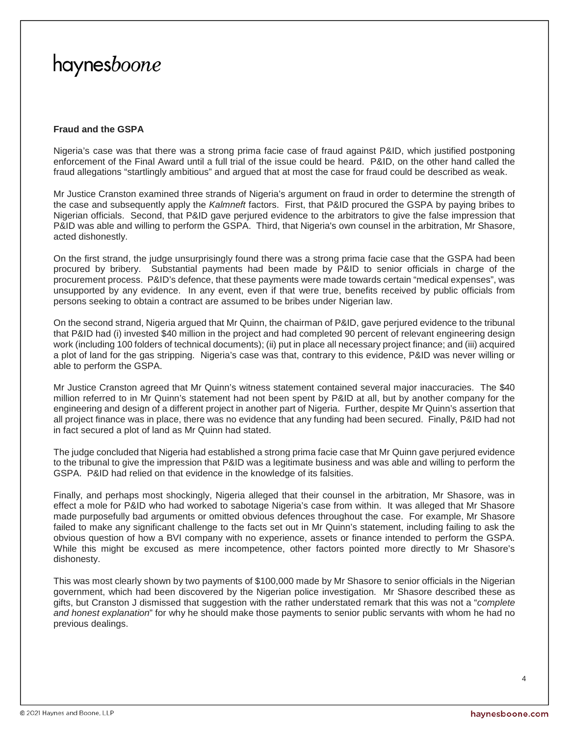**Fraud and the GSPA**

Nigeria's case was that there was a strong prima facie case of fraud against P&ID, which justified postponing enforcement of the Final Award until a full trial of the issue could be heard. P&ID, on the other hand called the fraud allegations "startlingly ambitious" and argued that at most the case for fraud could be described as weak.

Mr Justice Cranston examined three strands of Nigeria's argument on fraud in order to determine the strength of the case and subsequently apply the *Kalmneft* factors. First, that P&ID procured the GSPA by paying bribes to Nigerian officials. Second, that P&ID gave perjured evidence to the arbitrators to give the false impression that P&ID was able and willing to perform the GSPA. Third, that Nigeria's own counsel in the arbitration, Mr Shasore, acted dishonestly.

On the first strand, the judge unsurprisingly found there was a strong prima facie case that the GSPA had been procured by bribery. Substantial payments had been made by P&ID to senior officials in charge of the procurement process. P&ID's defence, that these payments were made towards certain "medical expenses", was unsupported by any evidence. In any event, even if that were true, benefits received by public officials from persons seeking to obtain a contract are assumed to be bribes under Nigerian law.

On the second strand, Nigeria argued that Mr Quinn, the chairman of P&ID, gave perjured evidence to the tribunal that P&ID had (i) invested $40 million in the project and had completed 90 percent of relevant engineering design work (including 100 folders of technical documents); (ii) put in place all necessary project finance; and (iii) acquired a plot of land for the gas stripping. Nigeria's case was that, contrary to this evidence, P&ID was never willing or able to perform the GSPA.

Mr Justice Cranston agreed that Mr Quinn's witness statement contained several major inaccuracies. The $40 million referred to in Mr Quinn's statement had not been spent by P&ID at all, but by another company for the engineering and design of a different project in another part of Nigeria. Further, despite Mr Quinn's assertion that all project finance was in place, there was no evidence that any funding had been secured. Finally, P&ID had not in fact secured a plot of land as Mr Quinn had stated.

The judge concluded that Nigeria had established a strong prima facie case that Mr Quinn gave perjured evidence to the tribunal to give the impression that P&ID was a legitimate business and was able and willing to perform the GSPA. P&ID had relied on that evidence in the knowledge of its falsities.

Finally, and perhaps most shockingly, Nigeria alleged that their counsel in the arbitration, Mr Shasore, was in effect a mole for P&ID who had worked to sabotage Nigeria's case from within. It was alleged that Mr Shasore made purposefully bad arguments or omitted obvious defences throughout the case. For example, Mr Shasore failed to make any significant challenge to the facts set out in Mr Quinn's statement, including failing to ask the obvious question of how a BVI company with no experience, assets or finance intended to perform the GSPA. While this might be excused as mere incompetence, other factors pointed more directly to Mr Shasore's dishonesty.

This was most clearly shown by two payments of $100,000 made by Mr Shasore to senior officials in the Nigerian government, which had been discovered by the Nigerian police investigation. Mr Shasore described these as gifts, but Cranston J dismissed that suggestion with the rather understated remark that this was not a "*complete and honest explanation*" for why he should make those payments to senior public servants with whom he had no previous dealings.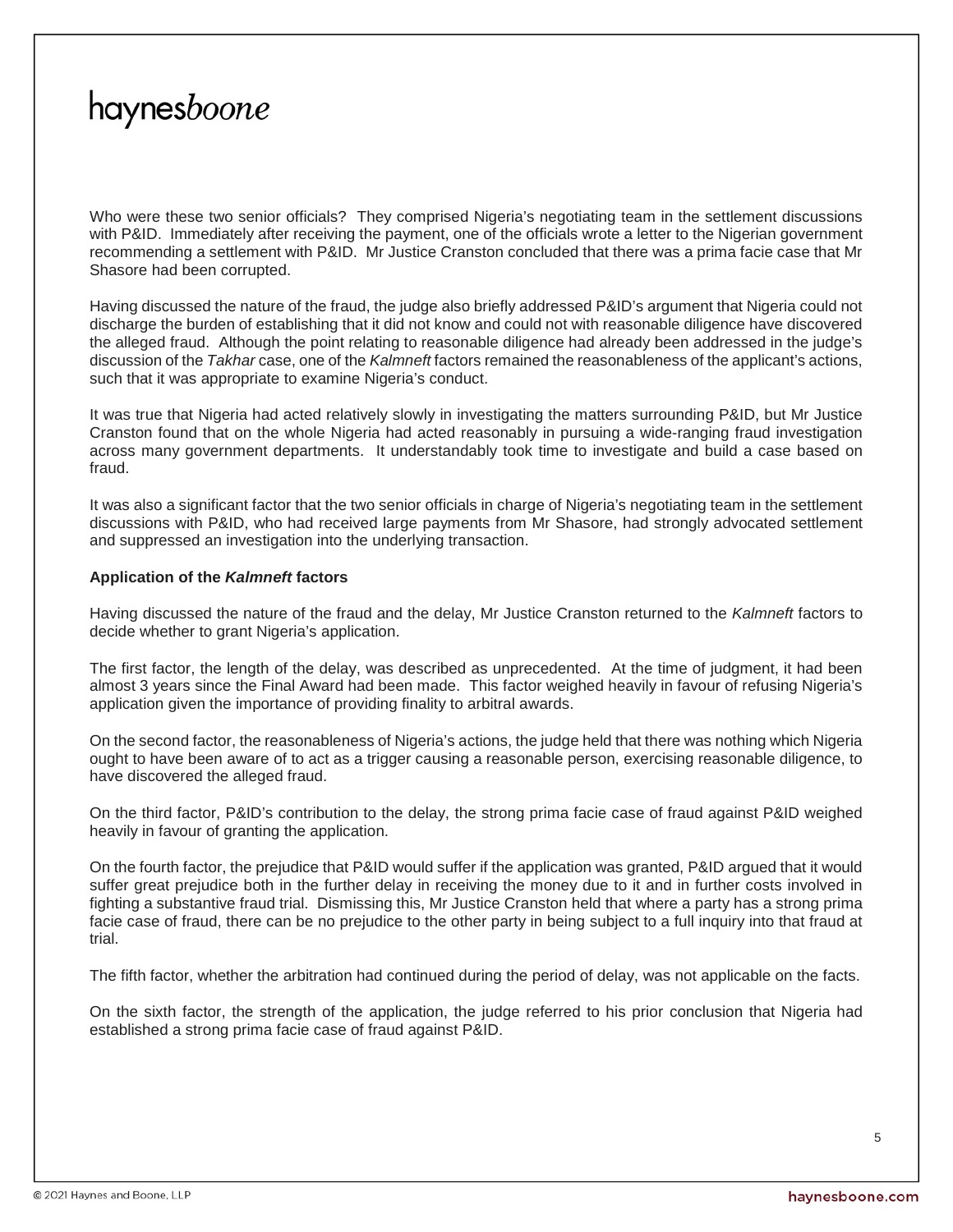Who were these two senior officials? They comprised Nigeria's negotiating team in the settlement discussions with P&ID. Immediately after receiving the payment, one of the officials wrote a letter to the Nigerian government recommending a settlement with P&ID. Mr Justice Cranston concluded that there was a prima facie case that Mr Shasore had been corrupted.

Having discussed the nature of the fraud, the judge also briefly addressed P&ID's argument that Nigeria could not discharge the burden of establishing that it did not know and could not with reasonable diligence have discovered the alleged fraud. Although the point relating to reasonable diligence had already been addressed in the judge's discussion of the *Takhar* case, one of the *Kalmneft* factors remained the reasonableness of the applicant's actions, such that it was appropriate to examine Nigeria's conduct.

It was true that Nigeria had acted relatively slowly in investigating the matters surrounding P&ID, but Mr Justice Cranston found that on the whole Nigeria had acted reasonably in pursuing a wide-ranging fraud investigation across many government departments. It understandably took time to investigate and build a case based on fraud.

It was also a significant factor that the two senior officials in charge of Nigeria's negotiating team in the settlement discussions with P&ID, who had received large payments from Mr Shasore, had strongly advocated settlement and suppressed an investigation into the underlying transaction.

**Application of the *Kalmneft* factors**

Having discussed the nature of the fraud and the delay, Mr Justice Cranston returned to the *Kalmneft* factors to decide whether to grant Nigeria's application.

The first factor, the length of the delay, was described as unprecedented. At the time of judgment, it had been almost 3 years since the Final Award had been made. This factor weighed heavily in favour of refusing Nigeria's application given the importance of providing finality to arbitral awards.

On the second factor, the reasonableness of Nigeria's actions, the judge held that there was nothing which Nigeria ought to have been aware of to act as a trigger causing a reasonable person, exercising reasonable diligence, to have discovered the alleged fraud.

On the third factor, P&ID's contribution to the delay, the strong prima facie case of fraud against P&ID weighed heavily in favour of granting the application.

On the fourth factor, the prejudice that P&ID would suffer if the application was granted, P&ID argued that it would suffer great prejudice both in the further delay in receiving the money due to it and in further costs involved in fighting a substantive fraud trial. Dismissing this, Mr Justice Cranston held that where a party has a strong prima facie case of fraud, there can be no prejudice to the other party in being subject to a full inquiry into that fraud at trial.

The fifth factor, whether the arbitration had continued during the period of delay, was not applicable on the facts.

On the sixth factor, the strength of the application, the judge referred to his prior conclusion that Nigeria had established a strong prima facie case of fraud against P&ID.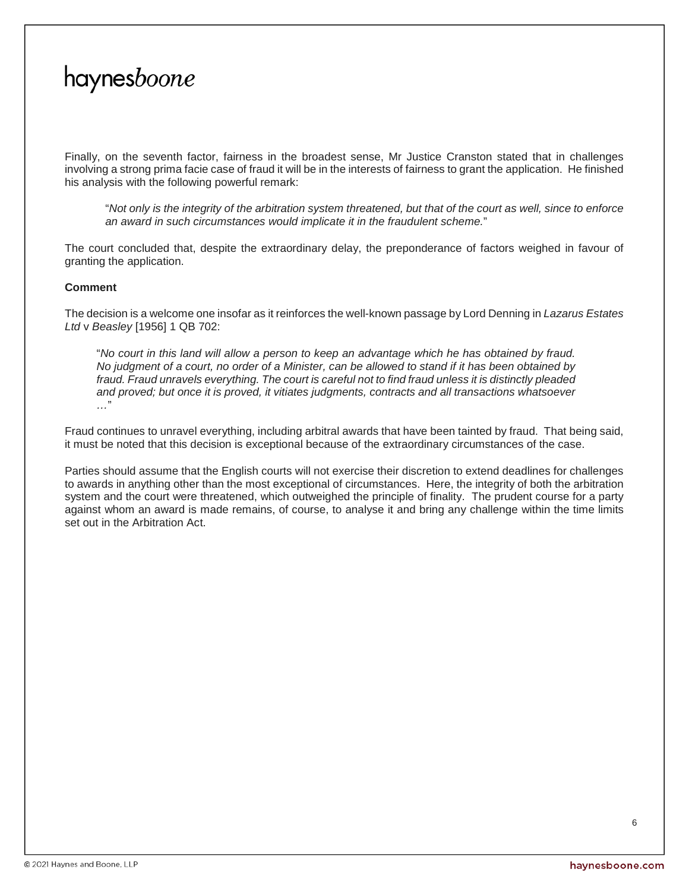Finally, on the seventh factor, fairness in the broadest sense, Mr Justice Cranston stated that in challenges involving a strong prima facie case of fraud it will be in the interests of fairness to grant the application. He finished his analysis with the following powerful remark:

> "*Not only is the integrity of the arbitration system threatened, but that of the court as well, since to enforce an award in such circumstances would implicate it in the fraudulent scheme.*"

The court concluded that, despite the extraordinary delay, the preponderance of factors weighed in favour of granting the application.

**Comment**

The decision is a welcome one insofar as it reinforces the well-known passage by Lord Denning in *Lazarus Estates Ltd* v *Beasley* [1956] 1 QB 702:

> "*No court in this land will allow a person to keep an advantage which he has obtained by fraud. No judgment of a court, no order of a Minister, can be allowed to stand if it has been obtained by fraud. Fraud unravels everything. The court is careful not to find fraud unless it is distinctly pleaded and proved; but once it is proved, it vitiates judgments, contracts and all transactions whatsoever …*"

Fraud continues to unravel everything, including arbitral awards that have been tainted by fraud. That being said, it must be noted that this decision is exceptional because of the extraordinary circumstances of the case.

Parties should assume that the English courts will not exercise their discretion to extend deadlines for challenges to awards in anything other than the most exceptional of circumstances. Here, the integrity of both the arbitration system and the court were threatened, which outweighed the principle of finality. The prudent course for a party against whom an award is made remains, of course, to analyse it and bring any challenge within the time limits set out in the Arbitration Act.